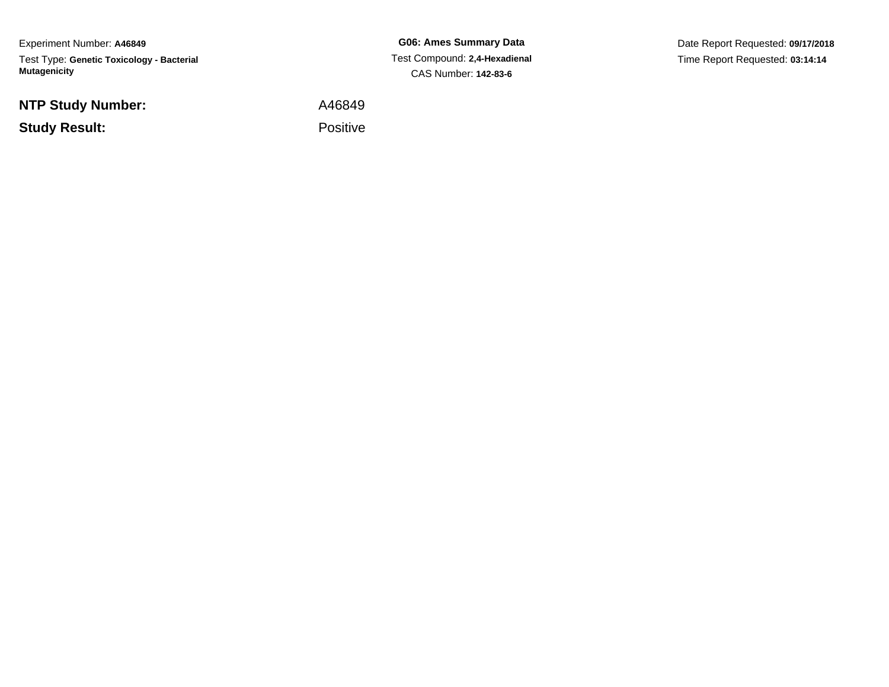Experiment Number: **A46849**

Test Type: **Genetic Toxicology - Bacterial Mutagenicity**

**G06: Ames Summary Data**

Test Compound: **2,4-Hexadienal**

CAS Number: **142-83-6**

Date Report Requested: **09/17/2018**

Time Report Requested: **03:14:14**

**NTP Study Number:** A46849

**Study Result:** Positive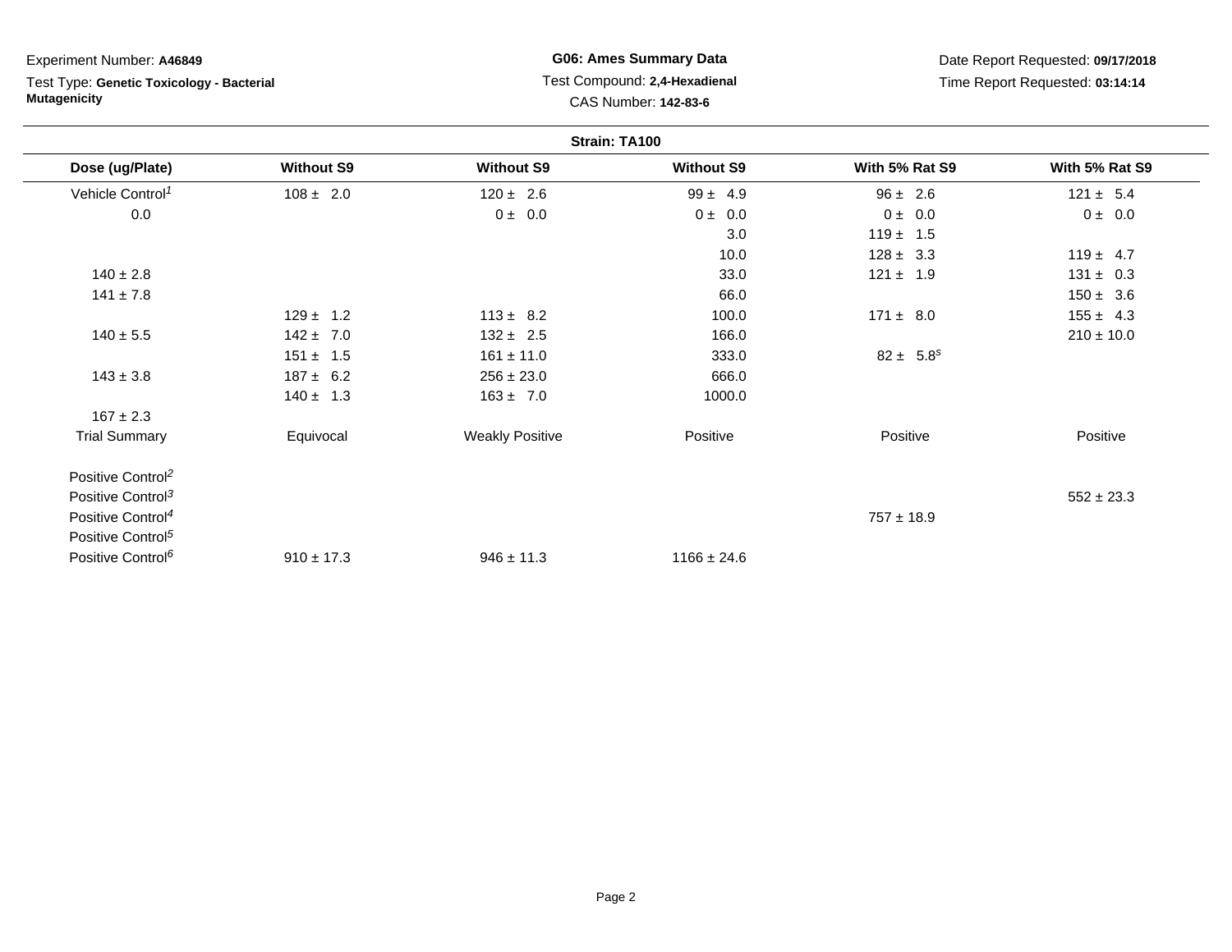Experiment Number: **A46849**

Test Type: **Genetic Toxicology - Bacterial Mutagenicity**

**G06: Ames Summary Data**

Test Compound: **2,4-Hexadienal**

CAS Number: **142-83-6**

Date Report Requested: **09/17/2018**

Time Report Requested: **03:14:14**

**Strain: TA100**

| Dose (ug/Plate) | Without S9 | Without S9 | Without S9 | With 5% Rat S9 | With 5% Rat S9 |
|---|---|---|---|---|---|
| Vehicle Control[1] | 108 ± 2.0 | 120 ± 2.6 | 99 ± 4.9 | 96 ± 2.6 | 121 ± 5.4 |
| 0.0 | | 0 ± 0.0 | 0 ± 0.0 | 0 ± 0.0 | 0 ± 0.0 |
| | | | 3.0 | 119 ± 1.5 | |
| | | | 10.0 | 128 ± 3.3 | 119 ± 4.7 |
| 140 ± 2.8 | | | 33.0 | 121 ± 1.9 | 131 ± 0.3 |
| 141 ± 7.8 | | | 66.0 | | 150 ± 3.6 |
| | 129 ± 1.2 | 113 ± 8.2 | 100.0 | 171 ± 8.0 | 155 ± 4.3 |
| 140 ± 5.5 | 142 ± 7.0 | 132 ± 2.5 | 166.0 | | 210 ± 10.0 |
| | 151 ± 1.5 | 161 ± 11.0 | 333.0 | 82 ± 5.8[s] | |
| 143 ± 3.8 | 187 ± 6.2 | 256 ± 23.0 | 666.0 | | |
| | 140 ± 1.3 | 163 ± 7.0 | 1000.0 | | |
| 167 ± 2.3 | | | | | |
| Trial Summary | Equivocal | Weakly Positive | Positive | Positive | Positive |
| Positive Control[2] | | | | | |
| Positive Control[3] | | | | | 552 ± 23.3 |
| Positive Control[4] | | | | 757 ± 18.9 | |
| Positive Control[5] | | | | | |
| Positive Control[6] | 910 ± 17.3 | 946 ± 11.3 | 1166 ± 24.6 | | |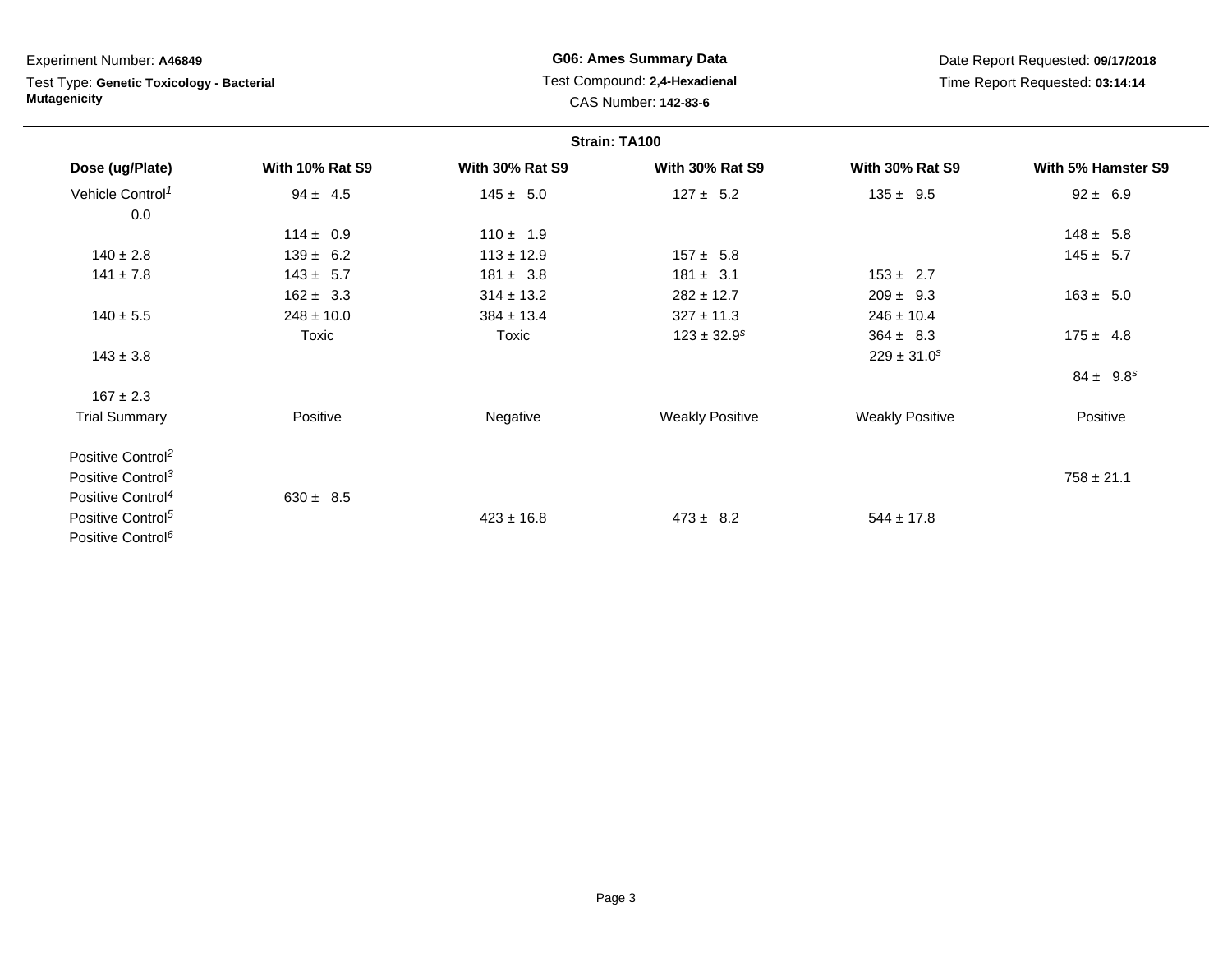Experiment Number: **A46849**

Test Type: **Genetic Toxicology - Bacterial Mutagenicity**

**G06: Ames Summary Data**

Test Compound: **2,4-Hexadienal**

CAS Number: **142-83-6**

Date Report Requested: **09/17/2018**

Time Report Requested: **03:14:14**

**Strain: TA100**

| Dose (ug/Plate) | With 10% Rat S9 | With 30% Rat S9 | With 30% Rat S9 | With 30% Rat S9 | With 5% Hamster S9 |
|---|---|---|---|---|---|
| Vehicle Control[1] | 94 ± 4.5 | 145 ± 5.0 | 127 ± 5.2 | 135 ± 9.5 | 92 ± 6.9 |
| 0.0 | | | | | |
| | 114 ± 0.9 | 110 ± 1.9 | | | 148 ± 5.8 |
| 140 ± 2.8 | 139 ± 6.2 | 113 ± 12.9 | 157 ± 5.8 | | 145 ± 5.7 |
| 141 ± 7.8 | 143 ± 5.7 | 181 ± 3.8 | 181 ± 3.1 | 153 ± 2.7 | |
| | 162 ± 3.3 | 314 ± 13.2 | 282 ± 12.7 | 209 ± 9.3 | 163 ± 5.0 |
| 140 ± 5.5 | 248 ± 10.0 | 384 ± 13.4 | 327 ± 11.3 | 246 ± 10.4 | |
| | Toxic | Toxic | 123 ± 32.9[s] | 364 ± 8.3 | 175 ± 4.8 |
| 143 ± 3.8 | | | | 229 ± 31.0[s] | |
| | | | | | 84 ± 9.8[s] |
| 167 ± 2.3 | | | | | |
| Trial Summary | Positive | Negative | Weakly Positive | Weakly Positive | Positive |
| Positive Control[2] | | | | | |
| Positive Control[3] | | | | | 758 ± 21.1 |
| Positive Control[4] | 630 ± 8.5 | | | | |
| Positive Control[5] | | 423 ± 16.8 | 473 ± 8.2 | 544 ± 17.8 | |
| Positive Control[6] | | | | | |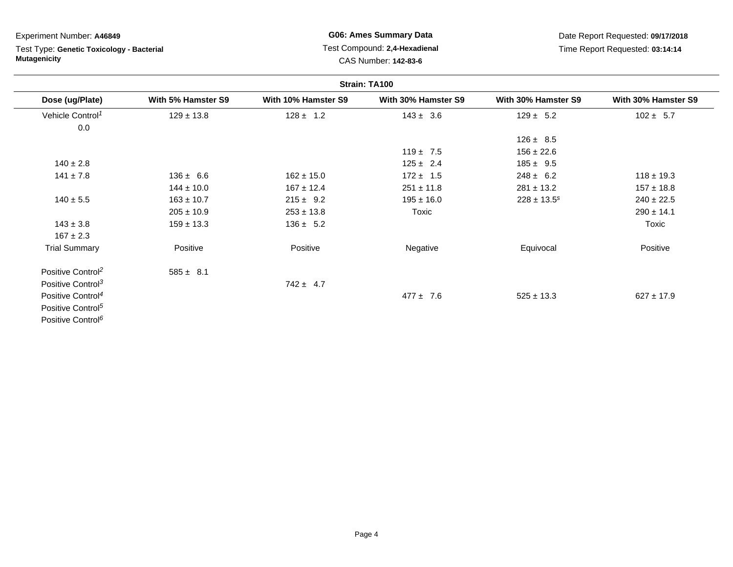Experiment Number: **A46849**

Test Type: **Genetic Toxicology - Bacterial Mutagenicity**

**G06: Ames Summary Data**

Test Compound: **2,4-Hexadienal**

CAS Number: **142-83-6**

Date Report Requested: **09/17/2018**

Time Report Requested: **03:14:14**

**Strain: TA100**

| Dose (ug/Plate) | With 5% Hamster S9 | With 10% Hamster S9 | With 30% Hamster S9 | With 30% Hamster S9 | With 30% Hamster S9 |
|---|---|---|---|---|---|
| Vehicle Control[1] | 129 ± 13.8 | 128 ± 1.2 | 143 ± 3.6 | 129 ± 5.2 | 102 ± 5.7 |
| 0.0 | | | | | |
| | | | | 126 ± 8.5 | |
| | | | 119 ± 7.5 | 156 ± 22.6 | |
| 140 ± 2.8 | | | 125 ± 2.4 | 185 ± 9.5 | |
| 141 ± 7.8 | 136 ± 6.6 | 162 ± 15.0 | 172 ± 1.5 | 248 ± 6.2 | 118 ± 19.3 |
| | 144 ± 10.0 | 167 ± 12.4 | 251 ± 11.8 | 281 ± 13.2 | 157 ± 18.8 |
| 140 ± 5.5 | 163 ± 10.7 | 215 ± 9.2 | 195 ± 16.0 | 228 ± 13.5[s] | 240 ± 22.5 |
| | 205 ± 10.9 | 253 ± 13.8 | Toxic | | 290 ± 14.1 |
| 143 ± 3.8 | 159 ± 13.3 | 136 ± 5.2 | | | Toxic |
| 167 ± 2.3 | | | | | |
| Trial Summary | Positive | Positive | Negative | Equivocal | Positive |
| Positive Control[2] | 585 ± 8.1 | | | | |
| Positive Control[3] | | 742 ± 4.7 | | | |
| Positive Control[4] | | | 477 ± 7.6 | 525 ± 13.3 | 627 ± 17.9 |
| Positive Control[5] | | | | | |
| Positive Control[6] | | | | | |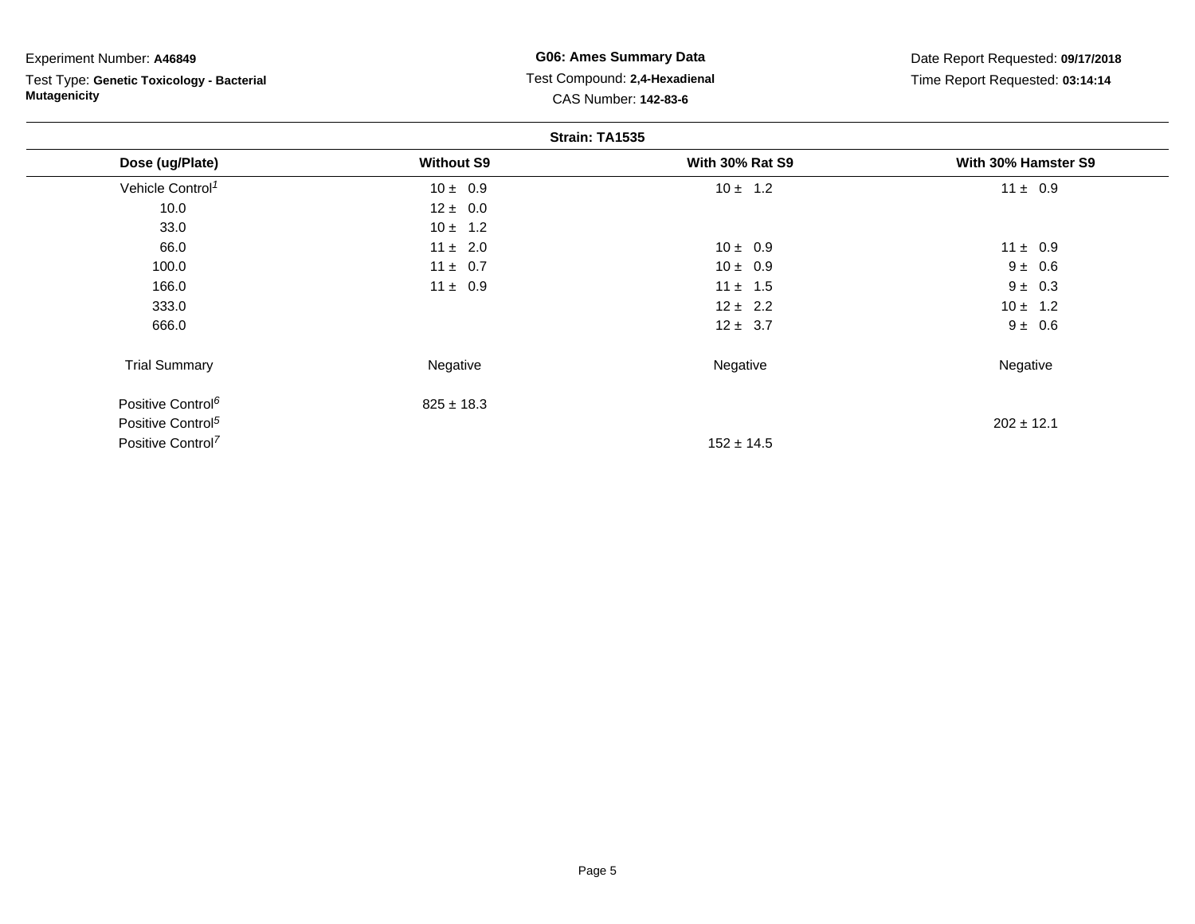Experiment Number: **A46849**

Test Type: **Genetic Toxicology - Bacterial Mutagenicity**

**G06: Ames Summary Data**

Test Compound: **2,4-Hexadienal**

CAS Number: **142-83-6**

Date Report Requested: **09/17/2018**

Time Report Requested: **03:14:14**

**Strain: TA1535**

| Dose (ug/Plate) | Without S9 | With 30% Rat S9 | With 30% Hamster S9 |
|---|---|---|---|
| Vehicle Control[1] | 10 ± 0.9 | 10 ± 1.2 | 11 ± 0.9 |
| 10.0 | 12 ± 0.0 | | |
| 33.0 | 10 ± 1.2 | | |
| 66.0 | 11 ± 2.0 | 10 ± 0.9 | 11 ± 0.9 |
| 100.0 | 11 ± 0.7 | 10 ± 0.9 | 9 ± 0.6 |
| 166.0 | 11 ± 0.9 | 11 ± 1.5 | 9 ± 0.3 |
| 333.0 | | 12 ± 2.2 | 10 ± 1.2 |
| 666.0 | | 12 ± 3.7 | 9 ± 0.6 |
| Trial Summary | Negative | Negative | Negative |
| Positive Control[6] | 825 ± 18.3 | | |
| Positive Control[5] | | | 202 ± 12.1 |
| Positive Control[7] | | 152 ± 14.5 | |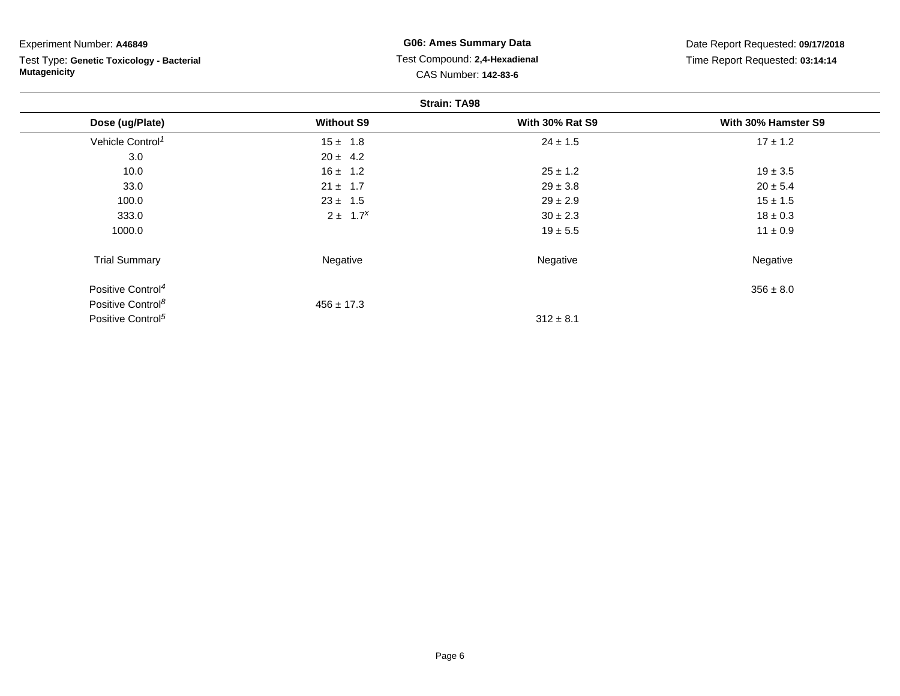Experiment Number: **A46849**

Test Type: **Genetic Toxicology - Bacterial Mutagenicity**

**G06: Ames Summary Data**

Test Compound: **2,4-Hexadienal**

CAS Number: **142-83-6**

Date Report Requested: **09/17/2018**

Time Report Requested: **03:14:14**

**Strain: TA98**

| Dose (ug/Plate) | Without S9 | With 30% Rat S9 | With 30% Hamster S9 |
|---|---|---|---|
| Vehicle Control[1] | 15 ± 1.8 | 24 ± 1.5 | 17 ± 1.2 |
| 3.0 | 20 ± 4.2 | | |
| 10.0 | 16 ± 1.2 | 25 ± 1.2 | 19 ± 3.5 |
| 33.0 | 21 ± 1.7 | 29 ± 3.8 | 20 ± 5.4 |
| 100.0 | 23 ± 1.5 | 29 ± 2.9 | 15 ± 1.5 |
| 333.0 | 2 ± 1.7[x] | 30 ± 2.3 | 18 ± 0.3 |
| 1000.0 | | 19 ± 5.5 | 11 ± 0.9 |
| Trial Summary | Negative | Negative | Negative |
| Positive Control[4] | | | 356 ± 8.0 |
| Positive Control[8] | 456 ± 17.3 | | |
| Positive Control[5] | | 312 ± 8.1 | |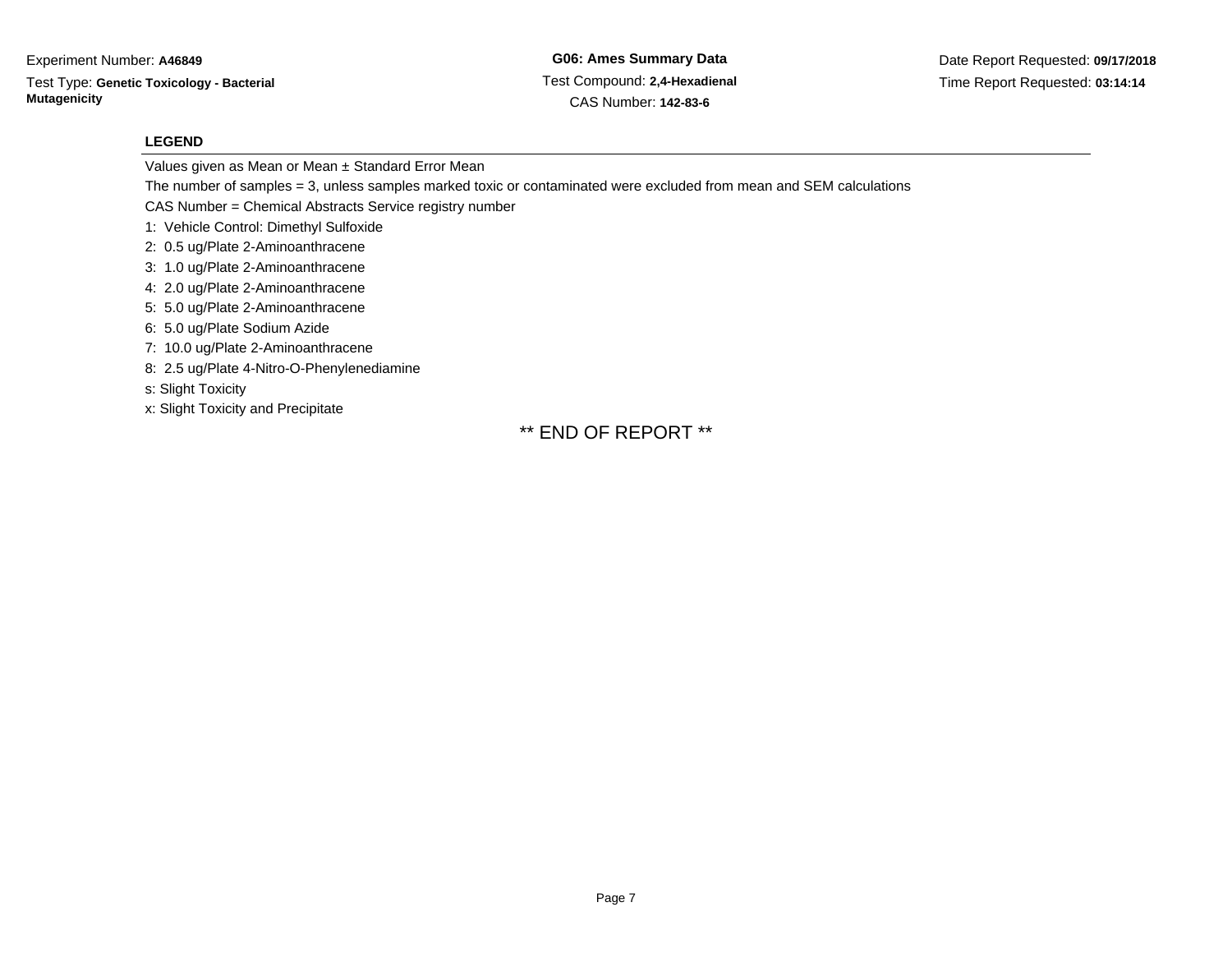Experiment Number: **A46849**

Test Type: **Genetic Toxicology - Bacterial Mutagenicity**

**G06: Ames Summary Data**

Test Compound: **2,4-Hexadienal**

CAS Number: **142-83-6**

Date Report Requested: **09/17/2018**

Time Report Requested: **03:14:14**

### LEGEND

Values given as Mean or Mean ± Standard Error Mean

The number of samples = 3, unless samples marked toxic or contaminated were excluded from mean and SEM calculations

CAS Number = Chemical Abstracts Service registry number

1: Vehicle Control: Dimethyl Sulfoxide

2: 0.5 ug/Plate 2-Aminoanthracene

3: 1.0 ug/Plate 2-Aminoanthracene

4: 2.0 ug/Plate 2-Aminoanthracene

5: 5.0 ug/Plate 2-Aminoanthracene

6: 5.0 ug/Plate Sodium Azide

7: 10.0 ug/Plate 2-Aminoanthracene

8: 2.5 ug/Plate 4-Nitro-O-Phenylenediamine

s: Slight Toxicity

x: Slight Toxicity and Precipitate

** END OF REPORT **